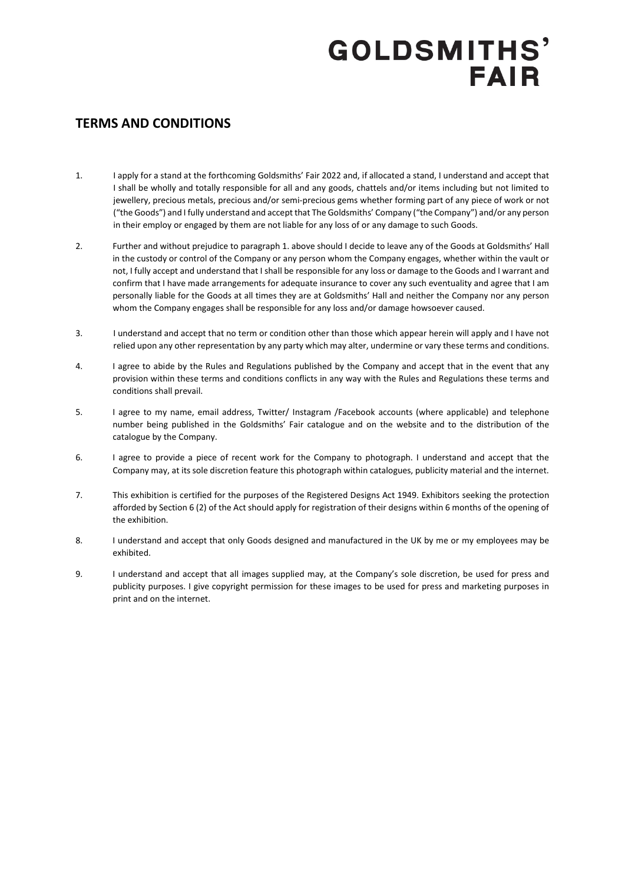# GOLDSMITHS' FAIR

## TERMS AND CONDITIONS

1. I apply for a stand at the forthcoming Goldsmiths' Fair 2022 and, if allocated a stand, I understand and accept that I shall be wholly and totally responsible for all and any goods, chattels and/or items including but not limited to jewellery, precious metals, precious and/or semi-precious gems whether forming part of any piece of work or not ("the Goods") and I fully understand and accept that The Goldsmiths' Company ("the Company") and/or any person in their employ or engaged by them are not liable for any loss of or any damage to such Goods.

2. Further and without prejudice to paragraph 1. above should I decide to leave any of the Goods at Goldsmiths' Hall in the custody or control of the Company or any person whom the Company engages, whether within the vault or not, I fully accept and understand that I shall be responsible for any loss or damage to the Goods and I warrant and confirm that I have made arrangements for adequate insurance to cover any such eventuality and agree that I am personally liable for the Goods at all times they are at Goldsmiths' Hall and neither the Company nor any person whom the Company engages shall be responsible for any loss and/or damage howsoever caused.

3. I understand and accept that no term or condition other than those which appear herein will apply and I have not relied upon any other representation by any party which may alter, undermine or vary these terms and conditions.

4. I agree to abide by the Rules and Regulations published by the Company and accept that in the event that any provision within these terms and conditions conflicts in any way with the Rules and Regulations these terms and conditions shall prevail.

5. I agree to my name, email address, Twitter/ Instagram /Facebook accounts (where applicable) and telephone number being published in the Goldsmiths' Fair catalogue and on the website and to the distribution of the catalogue by the Company.

6. I agree to provide a piece of recent work for the Company to photograph. I understand and accept that the Company may, at its sole discretion feature this photograph within catalogues, publicity material and the internet.

7. This exhibition is certified for the purposes of the Registered Designs Act 1949. Exhibitors seeking the protection afforded by Section 6 (2) of the Act should apply for registration of their designs within 6 months of the opening of the exhibition.

8. I understand and accept that only Goods designed and manufactured in the UK by me or my employees may be exhibited.

9. I understand and accept that all images supplied may, at the Company's sole discretion, be used for press and publicity purposes. I give copyright permission for these images to be used for press and marketing purposes in print and on the internet.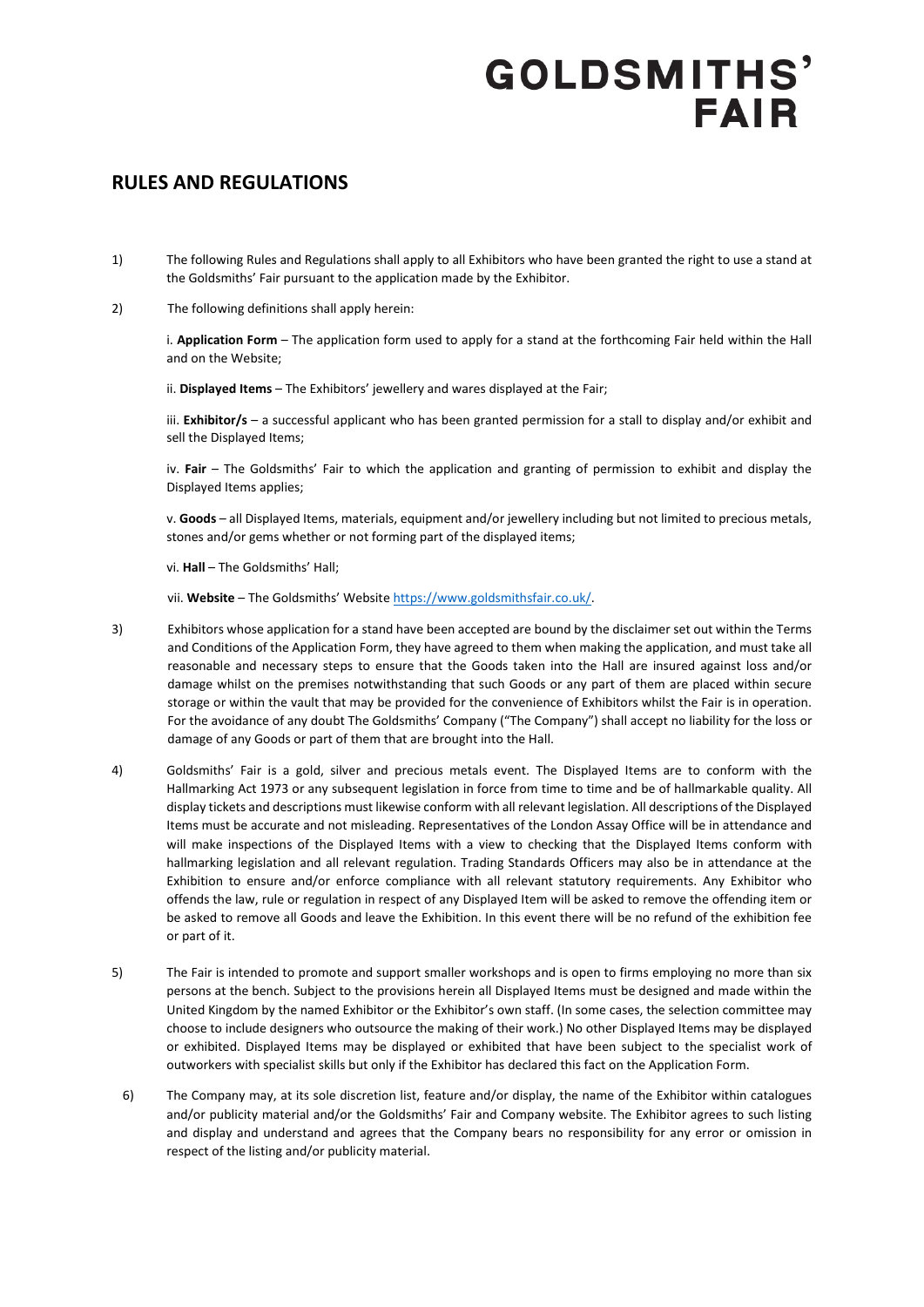# GOLDSMITHS' FAIR

## RULES AND REGULATIONS

1) The following Rules and Regulations shall apply to all Exhibitors who have been granted the right to use a stand at the Goldsmiths' Fair pursuant to the application made by the Exhibitor.

2) The following definitions shall apply herein:

   i. **Application Form** – The application form used to apply for a stand at the forthcoming Fair held within the Hall and on the Website;

   ii. **Displayed Items** – The Exhibitors' jewellery and wares displayed at the Fair;

   iii. **Exhibitor/s** – a successful applicant who has been granted permission for a stall to display and/or exhibit and sell the Displayed Items;

   iv. **Fair** – The Goldsmiths' Fair to which the application and granting of permission to exhibit and display the Displayed Items applies;

   v. **Goods** – all Displayed Items, materials, equipment and/or jewellery including but not limited to precious metals, stones and/or gems whether or not forming part of the displayed items;

   vi. **Hall** – The Goldsmiths' Hall;

   vii. **Website** – The Goldsmiths' Website https://www.goldsmithsfair.co.uk/.

3) Exhibitors whose application for a stand have been accepted are bound by the disclaimer set out within the Terms and Conditions of the Application Form, they have agreed to them when making the application, and must take all reasonable and necessary steps to ensure that the Goods taken into the Hall are insured against loss and/or damage whilst on the premises notwithstanding that such Goods or any part of them are placed within secure storage or within the vault that may be provided for the convenience of Exhibitors whilst the Fair is in operation. For the avoidance of any doubt The Goldsmiths' Company ("The Company") shall accept no liability for the loss or damage of any Goods or part of them that are brought into the Hall.

4) Goldsmiths' Fair is a gold, silver and precious metals event. The Displayed Items are to conform with the Hallmarking Act 1973 or any subsequent legislation in force from time to time and be of hallmarkable quality. All display tickets and descriptions must likewise conform with all relevant legislation. All descriptions of the Displayed Items must be accurate and not misleading. Representatives of the London Assay Office will be in attendance and will make inspections of the Displayed Items with a view to checking that the Displayed Items conform with hallmarking legislation and all relevant regulation. Trading Standards Officers may also be in attendance at the Exhibition to ensure and/or enforce compliance with all relevant statutory requirements. Any Exhibitor who offends the law, rule or regulation in respect of any Displayed Item will be asked to remove the offending item or be asked to remove all Goods and leave the Exhibition. In this event there will be no refund of the exhibition fee or part of it.

5) The Fair is intended to promote and support smaller workshops and is open to firms employing no more than six persons at the bench. Subject to the provisions herein all Displayed Items must be designed and made within the United Kingdom by the named Exhibitor or the Exhibitor's own staff. (In some cases, the selection committee may choose to include designers who outsource the making of their work.) No other Displayed Items may be displayed or exhibited. Displayed Items may be displayed or exhibited that have been subject to the specialist work of outworkers with specialist skills but only if the Exhibitor has declared this fact on the Application Form.

6) The Company may, at its sole discretion list, feature and/or display, the name of the Exhibitor within catalogues and/or publicity material and/or the Goldsmiths' Fair and Company website. The Exhibitor agrees to such listing and display and understand and agrees that the Company bears no responsibility for any error or omission in respect of the listing and/or publicity material.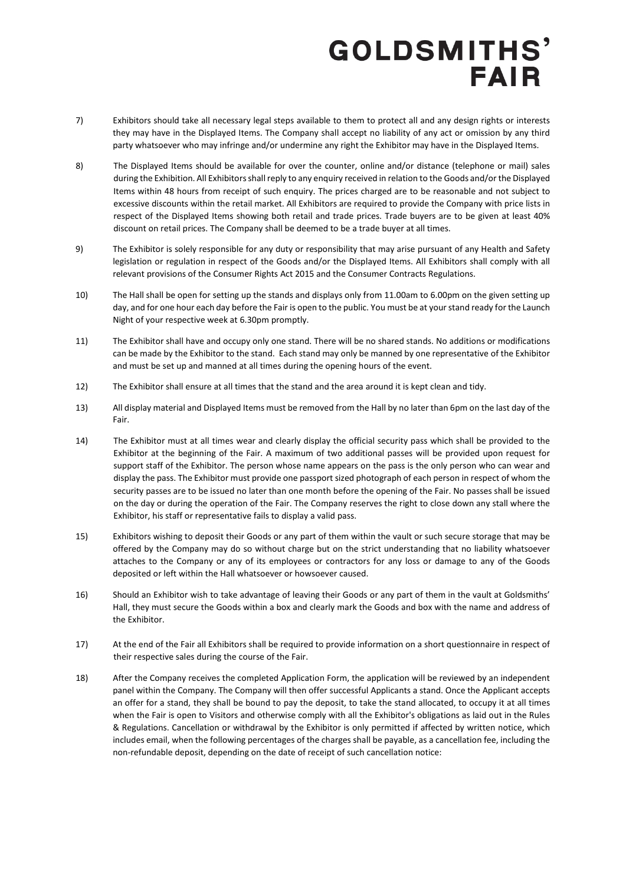7) Exhibitors should take all necessary legal steps available to them to protect all and any design rights or interests they may have in the Displayed Items. The Company shall accept no liability of any act or omission by any third party whatsoever who may infringe and/or undermine any right the Exhibitor may have in the Displayed Items.

8) The Displayed Items should be available for over the counter, online and/or distance (telephone or mail) sales during the Exhibition. All Exhibitors shall reply to any enquiry received in relation to the Goods and/or the Displayed Items within 48 hours from receipt of such enquiry. The prices charged are to be reasonable and not subject to excessive discounts within the retail market. All Exhibitors are required to provide the Company with price lists in respect of the Displayed Items showing both retail and trade prices. Trade buyers are to be given at least 40% discount on retail prices. The Company shall be deemed to be a trade buyer at all times.

9) The Exhibitor is solely responsible for any duty or responsibility that may arise pursuant of any Health and Safety legislation or regulation in respect of the Goods and/or the Displayed Items. All Exhibitors shall comply with all relevant provisions of the Consumer Rights Act 2015 and the Consumer Contracts Regulations.

10) The Hall shall be open for setting up the stands and displays only from 11.00am to 6.00pm on the given setting up day, and for one hour each day before the Fair is open to the public. You must be at your stand ready for the Launch Night of your respective week at 6.30pm promptly.

11) The Exhibitor shall have and occupy only one stand. There will be no shared stands. No additions or modifications can be made by the Exhibitor to the stand. Each stand may only be manned by one representative of the Exhibitor and must be set up and manned at all times during the opening hours of the event.

12) The Exhibitor shall ensure at all times that the stand and the area around it is kept clean and tidy.

13) All display material and Displayed Items must be removed from the Hall by no later than 6pm on the last day of the Fair.

14) The Exhibitor must at all times wear and clearly display the official security pass which shall be provided to the Exhibitor at the beginning of the Fair. A maximum of two additional passes will be provided upon request for support staff of the Exhibitor. The person whose name appears on the pass is the only person who can wear and display the pass. The Exhibitor must provide one passport sized photograph of each person in respect of whom the security passes are to be issued no later than one month before the opening of the Fair. No passes shall be issued on the day or during the operation of the Fair. The Company reserves the right to close down any stall where the Exhibitor, his staff or representative fails to display a valid pass.

15) Exhibitors wishing to deposit their Goods or any part of them within the vault or such secure storage that may be offered by the Company may do so without charge but on the strict understanding that no liability whatsoever attaches to the Company or any of its employees or contractors for any loss or damage to any of the Goods deposited or left within the Hall whatsoever or howsoever caused.

16) Should an Exhibitor wish to take advantage of leaving their Goods or any part of them in the vault at Goldsmiths' Hall, they must secure the Goods within a box and clearly mark the Goods and box with the name and address of the Exhibitor.

17) At the end of the Fair all Exhibitors shall be required to provide information on a short questionnaire in respect of their respective sales during the course of the Fair.

18) After the Company receives the completed Application Form, the application will be reviewed by an independent panel within the Company. The Company will then offer successful Applicants a stand. Once the Applicant accepts an offer for a stand, they shall be bound to pay the deposit, to take the stand allocated, to occupy it at all times when the Fair is open to Visitors and otherwise comply with all the Exhibitor's obligations as laid out in the Rules & Regulations. Cancellation or withdrawal by the Exhibitor is only permitted if affected by written notice, which includes email, when the following percentages of the charges shall be payable, as a cancellation fee, including the non-refundable deposit, depending on the date of receipt of such cancellation notice: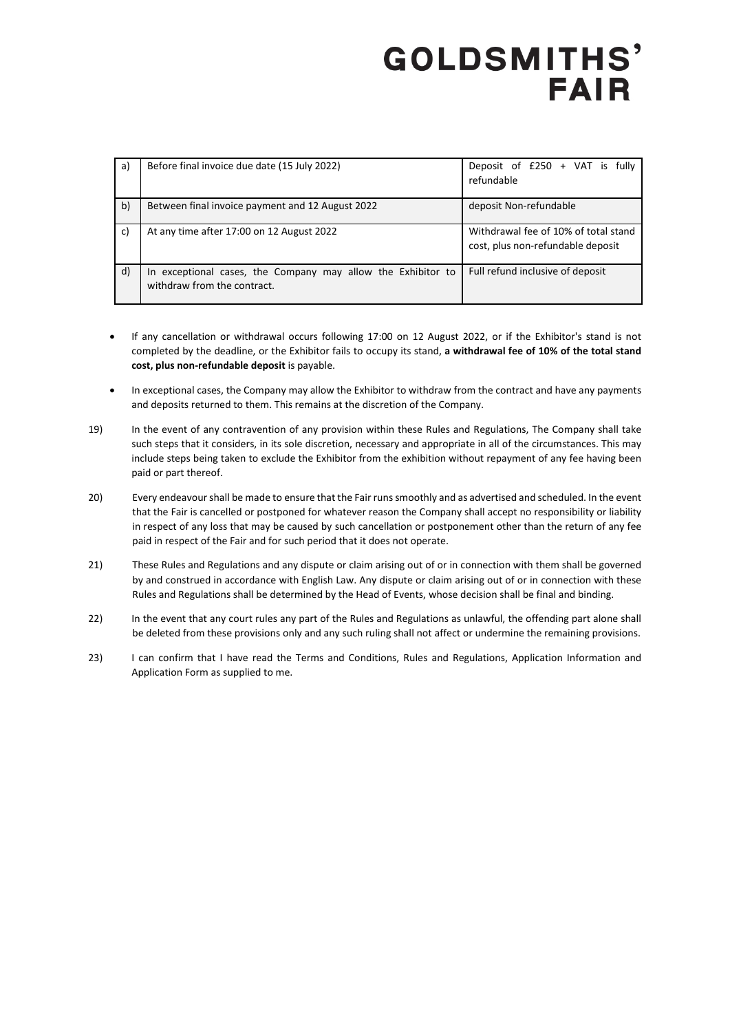| | | |
|---|---|---|
| a) | Before final invoice due date (15 July 2022) | Deposit of £250 + VAT is fully refundable |
| b) | Between final invoice payment and 12 August 2022 | deposit Non-refundable |
| c) | At any time after 17:00 on 12 August 2022 | Withdrawal fee of 10% of total stand cost, plus non-refundable deposit |
| d) | In exceptional cases, the Company may allow the Exhibitor to withdraw from the contract. | Full refund inclusive of deposit |

- If any cancellation or withdrawal occurs following 17:00 on 12 August 2022, or if the Exhibitor's stand is not completed by the deadline, or the Exhibitor fails to occupy its stand, **a withdrawal fee of 10% of the total stand cost, plus non-refundable deposit** is payable.
- In exceptional cases, the Company may allow the Exhibitor to withdraw from the contract and have any payments and deposits returned to them. This remains at the discretion of the Company.

19) In the event of any contravention of any provision within these Rules and Regulations, The Company shall take such steps that it considers, in its sole discretion, necessary and appropriate in all of the circumstances. This may include steps being taken to exclude the Exhibitor from the exhibition without repayment of any fee having been paid or part thereof.

20) Every endeavour shall be made to ensure that the Fair runs smoothly and as advertised and scheduled. In the event that the Fair is cancelled or postponed for whatever reason the Company shall accept no responsibility or liability in respect of any loss that may be caused by such cancellation or postponement other than the return of any fee paid in respect of the Fair and for such period that it does not operate.

21) These Rules and Regulations and any dispute or claim arising out of or in connection with them shall be governed by and construed in accordance with English Law. Any dispute or claim arising out of or in connection with these Rules and Regulations shall be determined by the Head of Events, whose decision shall be final and binding.

22) In the event that any court rules any part of the Rules and Regulations as unlawful, the offending part alone shall be deleted from these provisions only and any such ruling shall not affect or undermine the remaining provisions.

23) I can confirm that I have read the Terms and Conditions, Rules and Regulations, Application Information and Application Form as supplied to me.